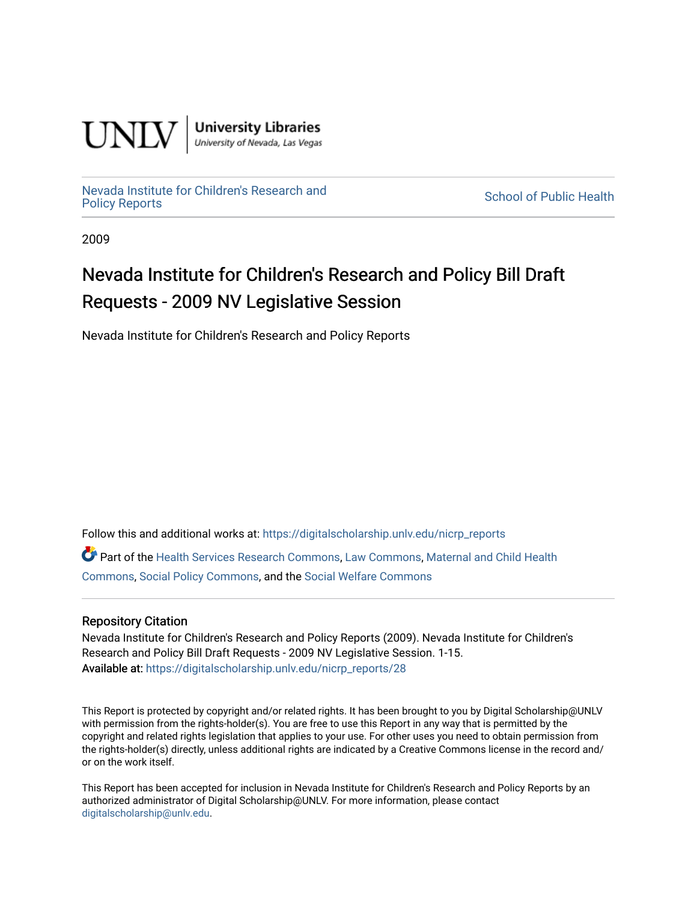UNLV | University Libraries
University of Nevada, Las Vegas

Nevada Institute for Children's Research and Policy Reports | School of Public Health

2009

# Nevada Institute for Children's Research and Policy Bill Draft Requests - 2009 NV Legislative Session

Nevada Institute for Children's Research and Policy Reports

Follow this and additional works at: https://digitalscholarship.unlv.edu/nicrp_reports

Part of the Health Services Research Commons, Law Commons, Maternal and Child Health Commons, Social Policy Commons, and the Social Welfare Commons

## Repository Citation

Nevada Institute for Children's Research and Policy Reports (2009). Nevada Institute for Children's Research and Policy Bill Draft Requests - 2009 NV Legislative Session. 1-15.
Available at: https://digitalscholarship.unlv.edu/nicrp_reports/28

This Report is protected by copyright and/or related rights. It has been brought to you by Digital Scholarship@UNLV with permission from the rights-holder(s). You are free to use this Report in any way that is permitted by the copyright and related rights legislation that applies to your use. For other uses you need to obtain permission from the rights-holder(s) directly, unless additional rights are indicated by a Creative Commons license in the record and/or on the work itself.

This Report has been accepted for inclusion in Nevada Institute for Children's Research and Policy Reports by an authorized administrator of Digital Scholarship@UNLV. For more information, please contact digitalscholarship@unlv.edu.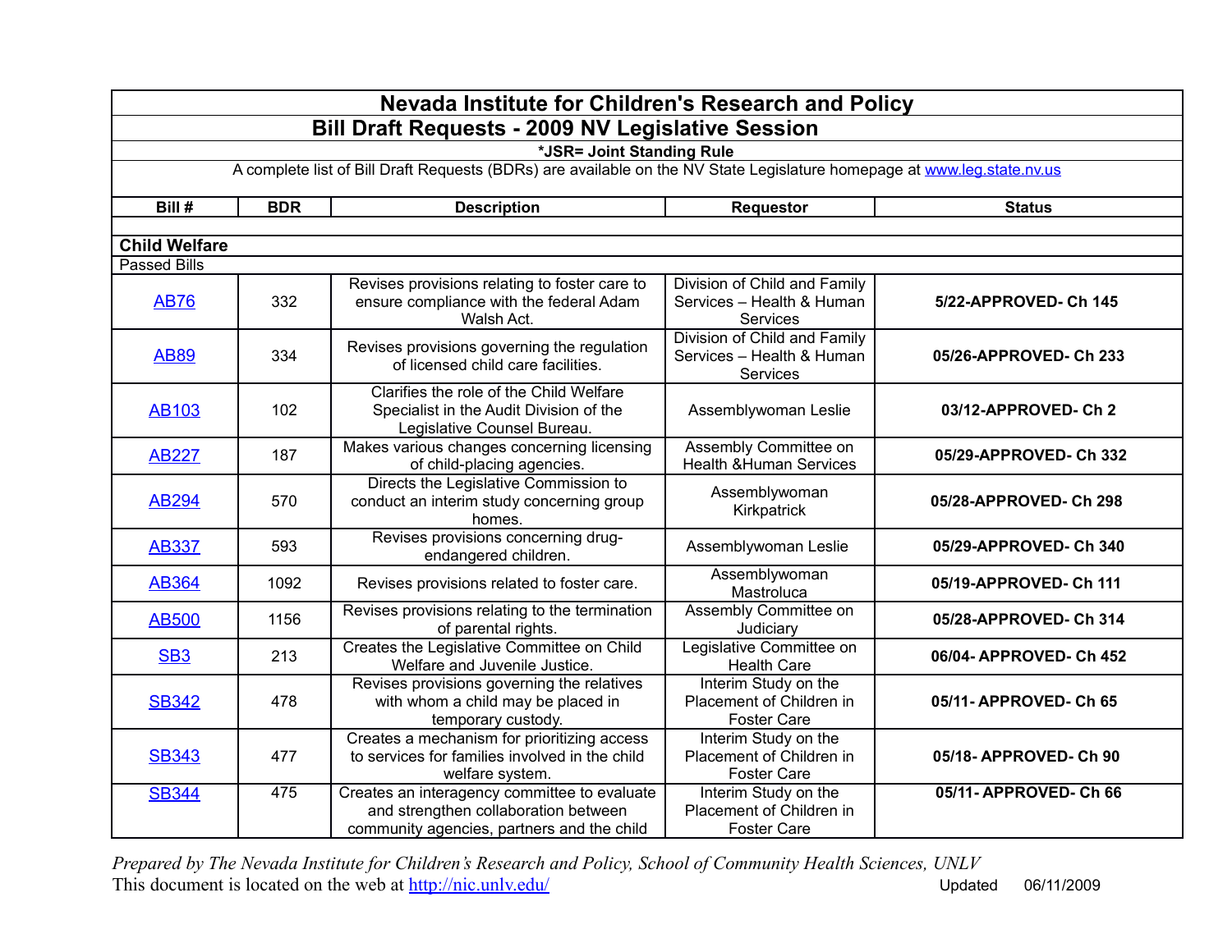# Nevada Institute for Children's Research and Policy

## Bill Draft Requests - 2009 NV Legislative Session

*JSR= Joint Standing Rule

A complete list of Bill Draft Requests (BDRs) are available on the NV State Legislature homepage at www.leg.state.nv.us

| Bill # | BDR | Description | Requestor | Status |
|---|---|---|---|---|
| **Child Welfare** | | | | |
| Passed Bills | | | | |
| AB76 | 332 | Revises provisions relating to foster care to ensure compliance with the federal Adam Walsh Act. | Division of Child and Family Services – Health & Human Services | **5/22-APPROVED- Ch 145** |
| AB89 | 334 | Revises provisions governing the regulation of licensed child care facilities. | Division of Child and Family Services – Health & Human Services | **05/26-APPROVED- Ch 233** |
| AB103 | 102 | Clarifies the role of the Child Welfare Specialist in the Audit Division of the Legislative Counsel Bureau. | Assemblywoman Leslie | **03/12-APPROVED- Ch 2** |
| AB227 | 187 | Makes various changes concerning licensing of child-placing agencies. | Assembly Committee on Health &Human Services | **05/29-APPROVED- Ch 332** |
| AB294 | 570 | Directs the Legislative Commission to conduct an interim study concerning group homes. | Assemblywoman Kirkpatrick | **05/28-APPROVED- Ch 298** |
| AB337 | 593 | Revises provisions concerning drug-endangered children. | Assemblywoman Leslie | **05/29-APPROVED- Ch 340** |
| AB364 | 1092 | Revises provisions related to foster care. | Assemblywoman Mastroluca | **05/19-APPROVED- Ch 111** |
| AB500 | 1156 | Revises provisions relating to the termination of parental rights. | Assembly Committee on Judiciary | **05/28-APPROVED- Ch 314** |
| SB3 | 213 | Creates the Legislative Committee on Child Welfare and Juvenile Justice. | Legislative Committee on Health Care | **06/04- APPROVED- Ch 452** |
| SB342 | 478 | Revises provisions governing the relatives with whom a child may be placed in temporary custody. | Interim Study on the Placement of Children in Foster Care | **05/11- APPROVED- Ch 65** |
| SB343 | 477 | Creates a mechanism for prioritizing access to services for families involved in the child welfare system. | Interim Study on the Placement of Children in Foster Care | **05/18- APPROVED- Ch 90** |
| SB344 | 475 | Creates an interagency committee to evaluate and strengthen collaboration between community agencies, partners and the child | Interim Study on the Placement of Children in Foster Care | **05/11- APPROVED- Ch 66** |

*Prepared by The Nevada Institute for Children's Research and Policy, School of Community Health Sciences, UNLV*

This document is located on the web at http://nic.unlv.edu/ Updated 06/11/2009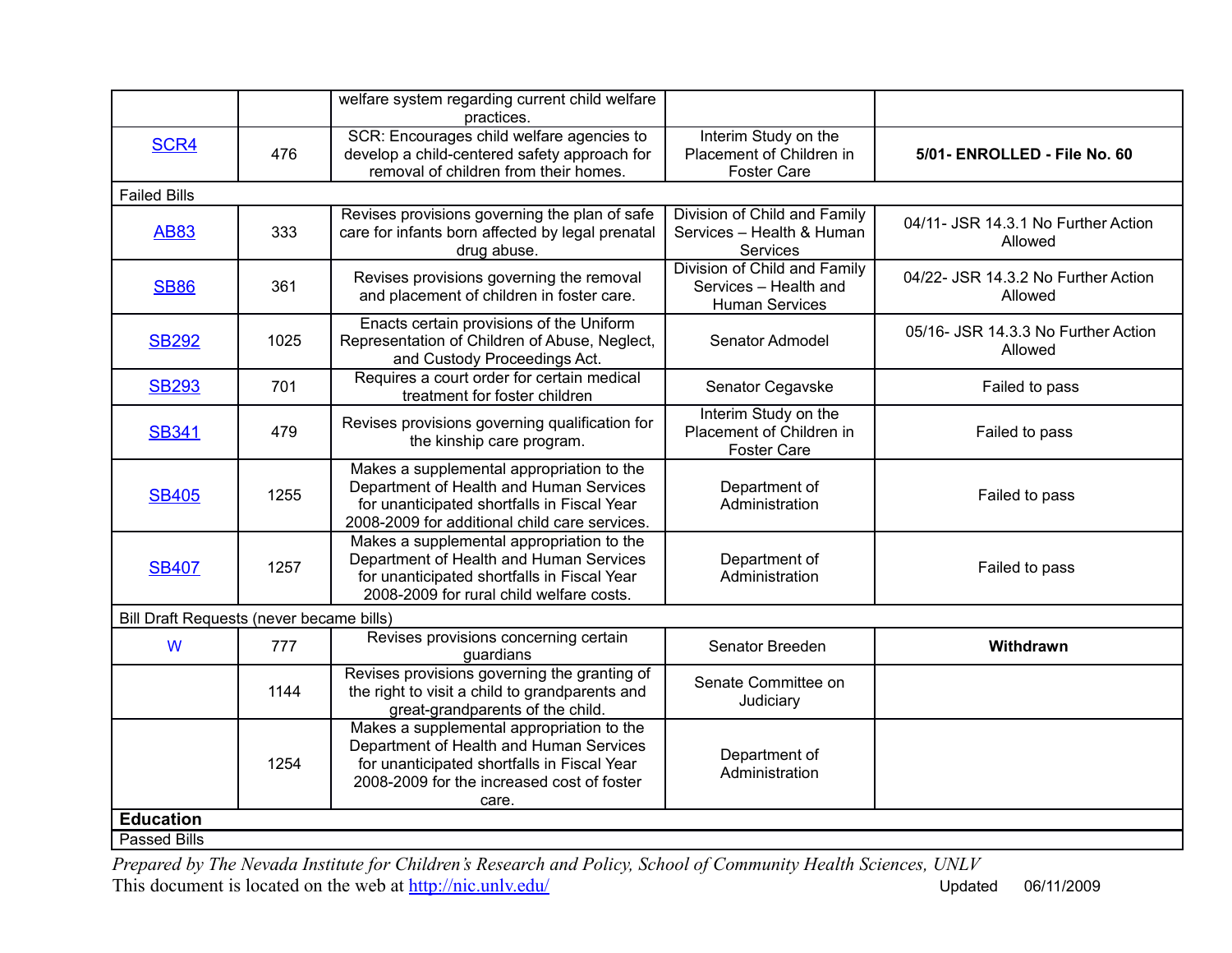| | | | | |
|---|---|---|---|---|
| | | welfare system regarding current child welfare practices. | | |
| SCR4 | 476 | SCR: Encourages child welfare agencies to develop a child-centered safety approach for removal of children from their homes. | Interim Study on the Placement of Children in Foster Care | **5/01- ENROLLED - File No. 60** |
| Failed Bills | | | | |
| AB83 | 333 | Revises provisions governing the plan of safe care for infants born affected by legal prenatal drug abuse. | Division of Child and Family Services – Health & Human Services | 04/11- JSR 14.3.1 No Further Action Allowed |
| SB86 | 361 | Revises provisions governing the removal and placement of children in foster care. | Division of Child and Family Services – Health and Human Services | 04/22- JSR 14.3.2 No Further Action Allowed |
| SB292 | 1025 | Enacts certain provisions of the Uniform Representation of Children of Abuse, Neglect, and Custody Proceedings Act. | Senator Admodel | 05/16- JSR 14.3.3 No Further Action Allowed |
| SB293 | 701 | Requires a court order for certain medical treatment for foster children | Senator Cegavske | Failed to pass |
| SB341 | 479 | Revises provisions governing qualification for the kinship care program. | Interim Study on the Placement of Children in Foster Care | Failed to pass |
| SB405 | 1255 | Makes a supplemental appropriation to the Department of Health and Human Services for unanticipated shortfalls in Fiscal Year 2008-2009 for additional child care services. | Department of Administration | Failed to pass |
| SB407 | 1257 | Makes a supplemental appropriation to the Department of Health and Human Services for unanticipated shortfalls in Fiscal Year 2008-2009 for rural child welfare costs. | Department of Administration | Failed to pass |
| Bill Draft Requests (never became bills) | | | | |
| W | 777 | Revises provisions concerning certain guardians | Senator Breeden | **Withdrawn** |
| | 1144 | Revises provisions governing the granting of the right to visit a child to grandparents and great-grandparents of the child. | Senate Committee on Judiciary | |
| | 1254 | Makes a supplemental appropriation to the Department of Health and Human Services for unanticipated shortfalls in Fiscal Year 2008-2009 for the increased cost of foster care. | Department of Administration | |
| **Education** | | | | |
| Passed Bills | | | | |

*Prepared by The Nevada Institute for Children's Research and Policy, School of Community Health Sciences, UNLV*

This document is located on the web at http://nic.unlv.edu/ Updated 06/11/2009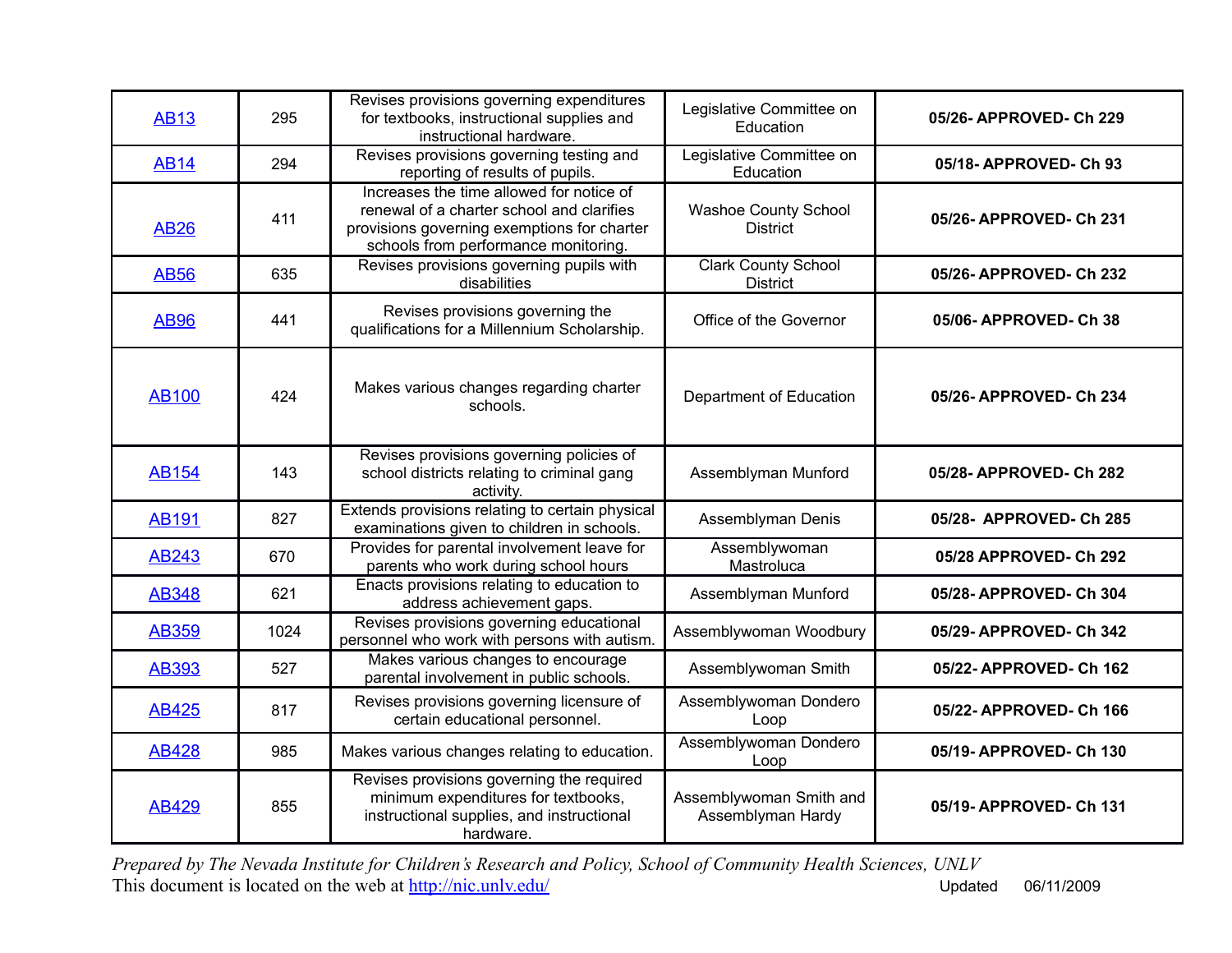| | | | | |
|---|---|---|---|---|
| AB13 | 295 | Revises provisions governing expenditures for textbooks, instructional supplies and instructional hardware. | Legislative Committee on Education | **05/26- APPROVED- Ch 229** |
| AB14 | 294 | Revises provisions governing testing and reporting of results of pupils. | Legislative Committee on Education | **05/18- APPROVED- Ch 93** |
| AB26 | 411 | Increases the time allowed for notice of renewal of a charter school and clarifies provisions governing exemptions for charter schools from performance monitoring. | Washoe County School District | **05/26- APPROVED- Ch 231** |
| AB56 | 635 | Revises provisions governing pupils with disabilities | Clark County School District | **05/26- APPROVED- Ch 232** |
| AB96 | 441 | Revises provisions governing the qualifications for a Millennium Scholarship. | Office of the Governor | **05/06- APPROVED- Ch 38** |
| AB100 | 424 | Makes various changes regarding charter schools. | Department of Education | **05/26- APPROVED- Ch 234** |
| AB154 | 143 | Revises provisions governing policies of school districts relating to criminal gang activity. | Assemblyman Munford | **05/28- APPROVED- Ch 282** |
| AB191 | 827 | Extends provisions relating to certain physical examinations given to children in schools. | Assemblyman Denis | **05/28- APPROVED- Ch 285** |
| AB243 | 670 | Provides for parental involvement leave for parents who work during school hours | Assemblywoman Mastroluca | **05/28 APPROVED- Ch 292** |
| AB348 | 621 | Enacts provisions relating to education to address achievement gaps. | Assemblyman Munford | **05/28- APPROVED- Ch 304** |
| AB359 | 1024 | Revises provisions governing educational personnel who work with persons with autism. | Assemblywoman Woodbury | **05/29- APPROVED- Ch 342** |
| AB393 | 527 | Makes various changes to encourage parental involvement in public schools. | Assemblywoman Smith | **05/22- APPROVED- Ch 162** |
| AB425 | 817 | Revises provisions governing licensure of certain educational personnel. | Assemblywoman Dondero Loop | **05/22- APPROVED- Ch 166** |
| AB428 | 985 | Makes various changes relating to education. | Assemblywoman Dondero Loop | **05/19- APPROVED- Ch 130** |
| AB429 | 855 | Revises provisions governing the required minimum expenditures for textbooks, instructional supplies, and instructional hardware. | Assemblywoman Smith and Assemblyman Hardy | **05/19- APPROVED- Ch 131** |

*Prepared by The Nevada Institute for Children's Research and Policy, School of Community Health Sciences, UNLV*
This document is located on the web at http://nic.unlv.edu/ Updated 06/11/2009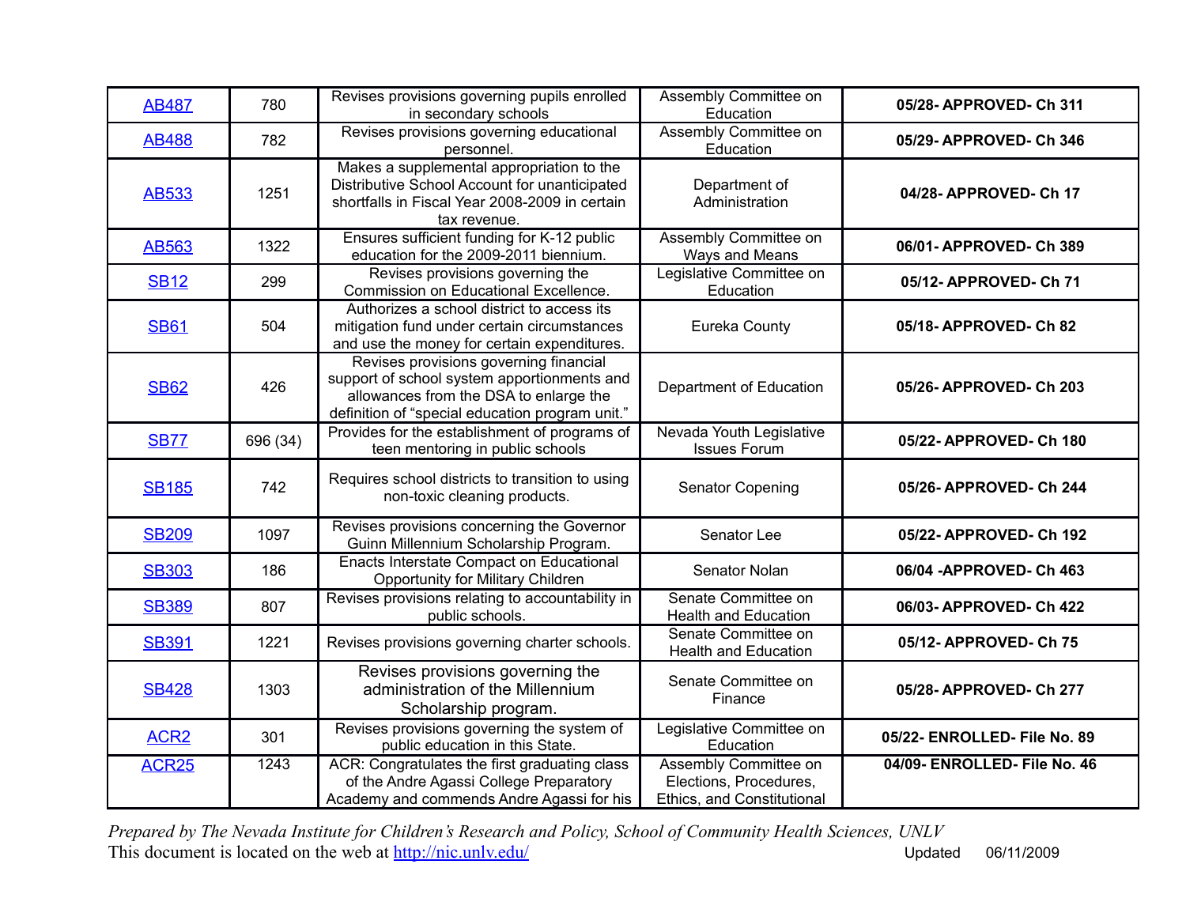| AB487 | 780 | Revises provisions governing pupils enrolled in secondary schools | Assembly Committee on Education | **05/28- APPROVED- Ch 311** |
|---|---|---|---|---|
| AB488 | 782 | Revises provisions governing educational personnel. | Assembly Committee on Education | **05/29- APPROVED- Ch 346** |
| AB533 | 1251 | Makes a supplemental appropriation to the Distributive School Account for unanticipated shortfalls in Fiscal Year 2008-2009 in certain tax revenue. | Department of Administration | **04/28- APPROVED- Ch 17** |
| AB563 | 1322 | Ensures sufficient funding for K-12 public education for the 2009-2011 biennium. | Assembly Committee on Ways and Means | **06/01- APPROVED- Ch 389** |
| SB12 | 299 | Revises provisions governing the Commission on Educational Excellence. | Legislative Committee on Education | **05/12- APPROVED- Ch 71** |
| SB61 | 504 | Authorizes a school district to access its mitigation fund under certain circumstances and use the money for certain expenditures. | Eureka County | **05/18- APPROVED- Ch 82** |
| SB62 | 426 | Revises provisions governing financial support of school system apportionments and allowances from the DSA to enlarge the definition of "special education program unit." | Department of Education | **05/26- APPROVED- Ch 203** |
| SB77 | 696 (34) | Provides for the establishment of programs of teen mentoring in public schools | Nevada Youth Legislative Issues Forum | **05/22- APPROVED- Ch 180** |
| SB185 | 742 | Requires school districts to transition to using non-toxic cleaning products. | Senator Copening | **05/26- APPROVED- Ch 244** |
| SB209 | 1097 | Revises provisions concerning the Governor Guinn Millennium Scholarship Program. | Senator Lee | **05/22- APPROVED- Ch 192** |
| SB303 | 186 | Enacts Interstate Compact on Educational Opportunity for Military Children | Senator Nolan | **06/04 -APPROVED- Ch 463** |
| SB389 | 807 | Revises provisions relating to accountability in public schools. | Senate Committee on Health and Education | **06/03- APPROVED- Ch 422** |
| SB391 | 1221 | Revises provisions governing charter schools. | Senate Committee on Health and Education | **05/12- APPROVED- Ch 75** |
| SB428 | 1303 | Revises provisions governing the administration of the Millennium Scholarship program. | Senate Committee on Finance | **05/28- APPROVED- Ch 277** |
| ACR2 | 301 | Revises provisions governing the system of public education in this State. | Legislative Committee on Education | **05/22- ENROLLED- File No. 89** |
| ACR25 | 1243 | ACR: Congratulates the first graduating class of the Andre Agassi College Preparatory Academy and commends Andre Agassi for his | Assembly Committee on Elections, Procedures, Ethics, and Constitutional | **04/09- ENROLLED- File No. 46** |

*Prepared by The Nevada Institute for Children's Research and Policy, School of Community Health Sciences, UNLV*
This document is located on the web at http://nic.unlv.edu/ Updated 06/11/2009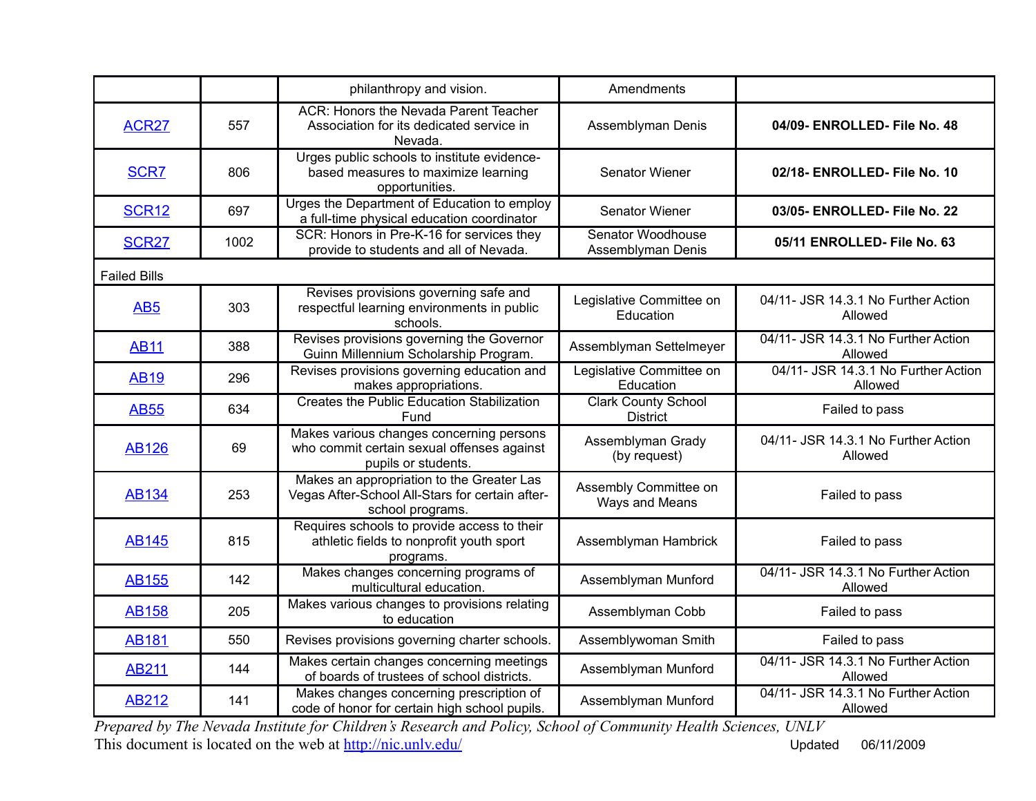| | | | | |
|---|---|---|---|---|
| | | philanthropy and vision. | Amendments | |
| ACR27 | 557 | ACR: Honors the Nevada Parent Teacher Association for its dedicated service in Nevada. | Assemblyman Denis | **04/09- ENROLLED- File No. 48** |
| SCR7 | 806 | Urges public schools to institute evidence-based measures to maximize learning opportunities. | Senator Wiener | **02/18- ENROLLED- File No. 10** |
| SCR12 | 697 | Urges the Department of Education to employ a full-time physical education coordinator | Senator Wiener | **03/05- ENROLLED- File No. 22** |
| SCR27 | 1002 | SCR: Honors in Pre-K-16 for services they provide to students and all of Nevada. | Senator Woodhouse Assemblyman Denis | **05/11 ENROLLED- File No. 63** |
| Failed Bills | | | | |
| AB5 | 303 | Revises provisions governing safe and respectful learning environments in public schools. | Legislative Committee on Education | 04/11- JSR 14.3.1 No Further Action Allowed |
| AB11 | 388 | Revises provisions governing the Governor Guinn Millennium Scholarship Program. | Assemblyman Settelmeyer | 04/11- JSR 14.3.1 No Further Action Allowed |
| AB19 | 296 | Revises provisions governing education and makes appropriations. | Legislative Committee on Education | 04/11- JSR 14.3.1 No Further Action Allowed |
| AB55 | 634 | Creates the Public Education Stabilization Fund | Clark County School District | Failed to pass |
| AB126 | 69 | Makes various changes concerning persons who commit certain sexual offenses against pupils or students. | Assemblyman Grady (by request) | 04/11- JSR 14.3.1 No Further Action Allowed |
| AB134 | 253 | Makes an appropriation to the Greater Las Vegas After-School All-Stars for certain after-school programs. | Assembly Committee on Ways and Means | Failed to pass |
| AB145 | 815 | Requires schools to provide access to their athletic fields to nonprofit youth sport programs. | Assemblyman Hambrick | Failed to pass |
| AB155 | 142 | Makes changes concerning programs of multicultural education. | Assemblyman Munford | 04/11- JSR 14.3.1 No Further Action Allowed |
| AB158 | 205 | Makes various changes to provisions relating to education | Assemblyman Cobb | Failed to pass |
| AB181 | 550 | Revises provisions governing charter schools. | Assemblywoman Smith | Failed to pass |
| AB211 | 144 | Makes certain changes concerning meetings of boards of trustees of school districts. | Assemblyman Munford | 04/11- JSR 14.3.1 No Further Action Allowed |
| AB212 | 141 | Makes changes concerning prescription of code of honor for certain high school pupils. | Assemblyman Munford | 04/11- JSR 14.3.1 No Further Action Allowed |

*Prepared by The Nevada Institute for Children's Research and Policy, School of Community Health Sciences, UNLV*
This document is located on the web at http://nic.unlv.edu/ Updated 06/11/2009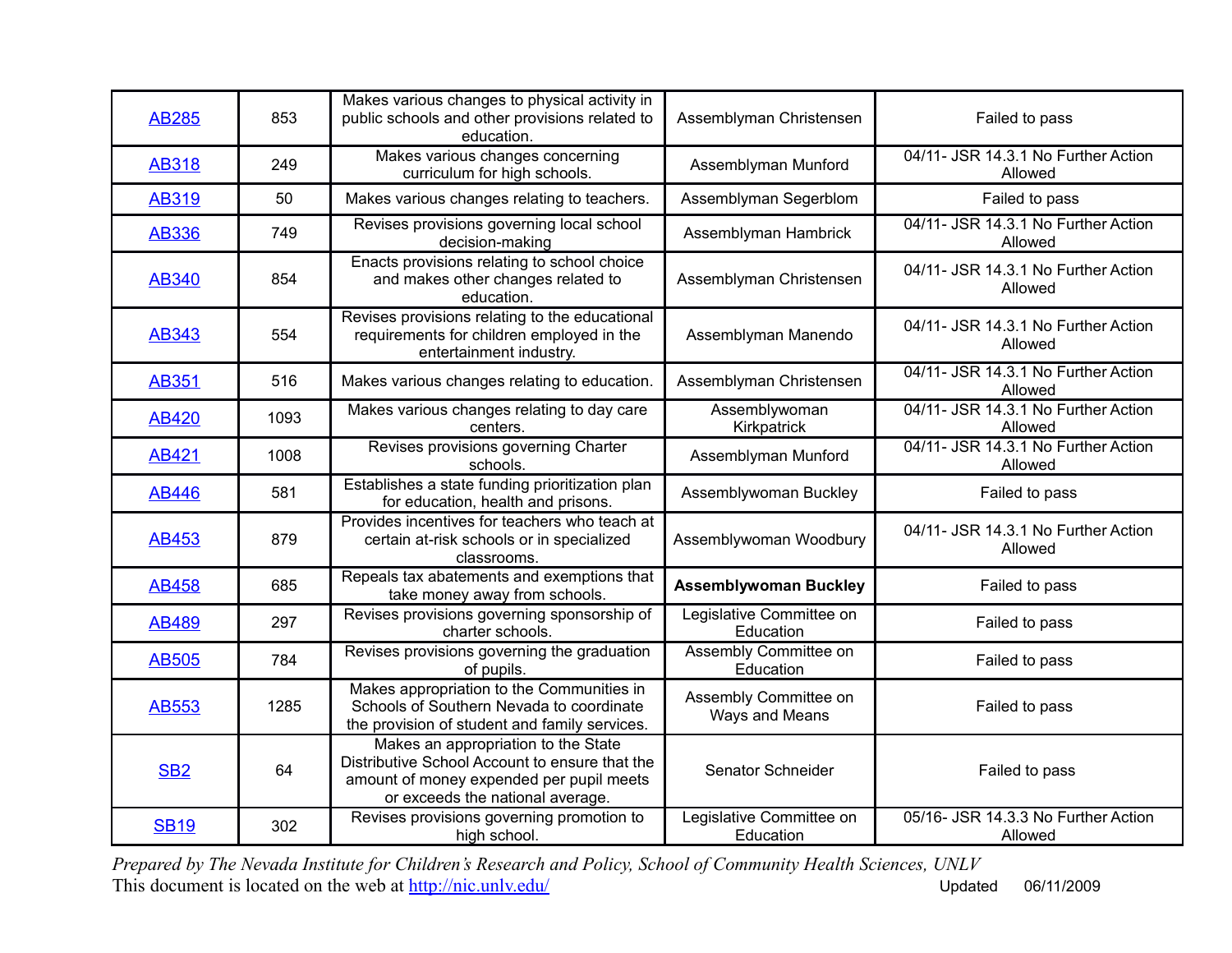| AB285 | 853 | Makes various changes to physical activity in public schools and other provisions related to education. | Assemblyman Christensen | Failed to pass |
|---|---|---|---|---|
| AB318 | 249 | Makes various changes concerning curriculum for high schools. | Assemblyman Munford | 04/11- JSR 14.3.1 No Further Action Allowed |
| AB319 | 50 | Makes various changes relating to teachers. | Assemblyman Segerblom | Failed to pass |
| AB336 | 749 | Revises provisions governing local school decision-making | Assemblyman Hambrick | 04/11- JSR 14.3.1 No Further Action Allowed |
| AB340 | 854 | Enacts provisions relating to school choice and makes other changes related to education. | Assemblyman Christensen | 04/11- JSR 14.3.1 No Further Action Allowed |
| AB343 | 554 | Revises provisions relating to the educational requirements for children employed in the entertainment industry. | Assemblyman Manendo | 04/11- JSR 14.3.1 No Further Action Allowed |
| AB351 | 516 | Makes various changes relating to education. | Assemblyman Christensen | 04/11- JSR 14.3.1 No Further Action Allowed |
| AB420 | 1093 | Makes various changes relating to day care centers. | Assemblywoman Kirkpatrick | 04/11- JSR 14.3.1 No Further Action Allowed |
| AB421 | 1008 | Revises provisions governing Charter schools. | Assemblyman Munford | 04/11- JSR 14.3.1 No Further Action Allowed |
| AB446 | 581 | Establishes a state funding prioritization plan for education, health and prisons. | Assemblywoman Buckley | Failed to pass |
| AB453 | 879 | Provides incentives for teachers who teach at certain at-risk schools or in specialized classrooms. | Assemblywoman Woodbury | 04/11- JSR 14.3.1 No Further Action Allowed |
| AB458 | 685 | Repeals tax abatements and exemptions that take money away from schools. | **Assemblywoman Buckley** | Failed to pass |
| AB489 | 297 | Revises provisions governing sponsorship of charter schools. | Legislative Committee on Education | Failed to pass |
| AB505 | 784 | Revises provisions governing the graduation of pupils. | Assembly Committee on Education | Failed to pass |
| AB553 | 1285 | Makes appropriation to the Communities in Schools of Southern Nevada to coordinate the provision of student and family services. | Assembly Committee on Ways and Means | Failed to pass |
| SB2 | 64 | Makes an appropriation to the State Distributive School Account to ensure that the amount of money expended per pupil meets or exceeds the national average. | Senator Schneider | Failed to pass |
| SB19 | 302 | Revises provisions governing promotion to high school. | Legislative Committee on Education | 05/16- JSR 14.3.3 No Further Action Allowed |

*Prepared by The Nevada Institute for Children's Research and Policy, School of Community Health Sciences, UNLV*

This document is located on the web at http://nic.unlv.edu/ Updated 06/11/2009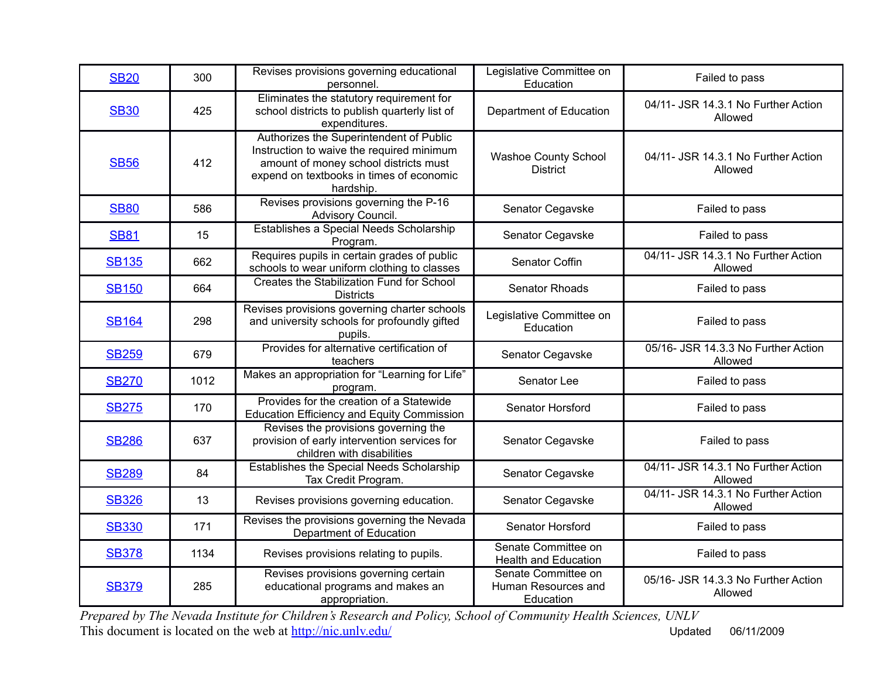| SB20 | 300 | Revises provisions governing educational personnel. | Legislative Committee on Education | Failed to pass |
|---|---|---|---|---|
| SB30 | 425 | Eliminates the statutory requirement for school districts to publish quarterly list of expenditures. | Department of Education | 04/11- JSR 14.3.1 No Further Action Allowed |
| SB56 | 412 | Authorizes the Superintendent of Public Instruction to waive the required minimum amount of money school districts must expend on textbooks in times of economic hardship. | Washoe County School District | 04/11- JSR 14.3.1 No Further Action Allowed |
| SB80 | 586 | Revises provisions governing the P-16 Advisory Council. | Senator Cegavske | Failed to pass |
| SB81 | 15 | Establishes a Special Needs Scholarship Program. | Senator Cegavske | Failed to pass |
| SB135 | 662 | Requires pupils in certain grades of public schools to wear uniform clothing to classes | Senator Coffin | 04/11- JSR 14.3.1 No Further Action Allowed |
| SB150 | 664 | Creates the Stabilization Fund for School Districts | Senator Rhoads | Failed to pass |
| SB164 | 298 | Revises provisions governing charter schools and university schools for profoundly gifted pupils. | Legislative Committee on Education | Failed to pass |
| SB259 | 679 | Provides for alternative certification of teachers | Senator Cegavske | 05/16- JSR 14.3.3 No Further Action Allowed |
| SB270 | 1012 | Makes an appropriation for "Learning for Life" program. | Senator Lee | Failed to pass |
| SB275 | 170 | Provides for the creation of a Statewide Education Efficiency and Equity Commission | Senator Horsford | Failed to pass |
| SB286 | 637 | Revises the provisions governing the provision of early intervention services for children with disabilities | Senator Cegavske | Failed to pass |
| SB289 | 84 | Establishes the Special Needs Scholarship Tax Credit Program. | Senator Cegavske | 04/11- JSR 14.3.1 No Further Action Allowed |
| SB326 | 13 | Revises provisions governing education. | Senator Cegavske | 04/11- JSR 14.3.1 No Further Action Allowed |
| SB330 | 171 | Revises the provisions governing the Nevada Department of Education | Senator Horsford | Failed to pass |
| SB378 | 1134 | Revises provisions relating to pupils. | Senate Committee on Health and Education | Failed to pass |
| SB379 | 285 | Revises provisions governing certain educational programs and makes an appropriation. | Senate Committee on Human Resources and Education | 05/16- JSR 14.3.3 No Further Action Allowed |

*Prepared by The Nevada Institute for Children's Research and Policy, School of Community Health Sciences, UNLV*

This document is located on the web at http://nic.unlv.edu/ Updated 06/11/2009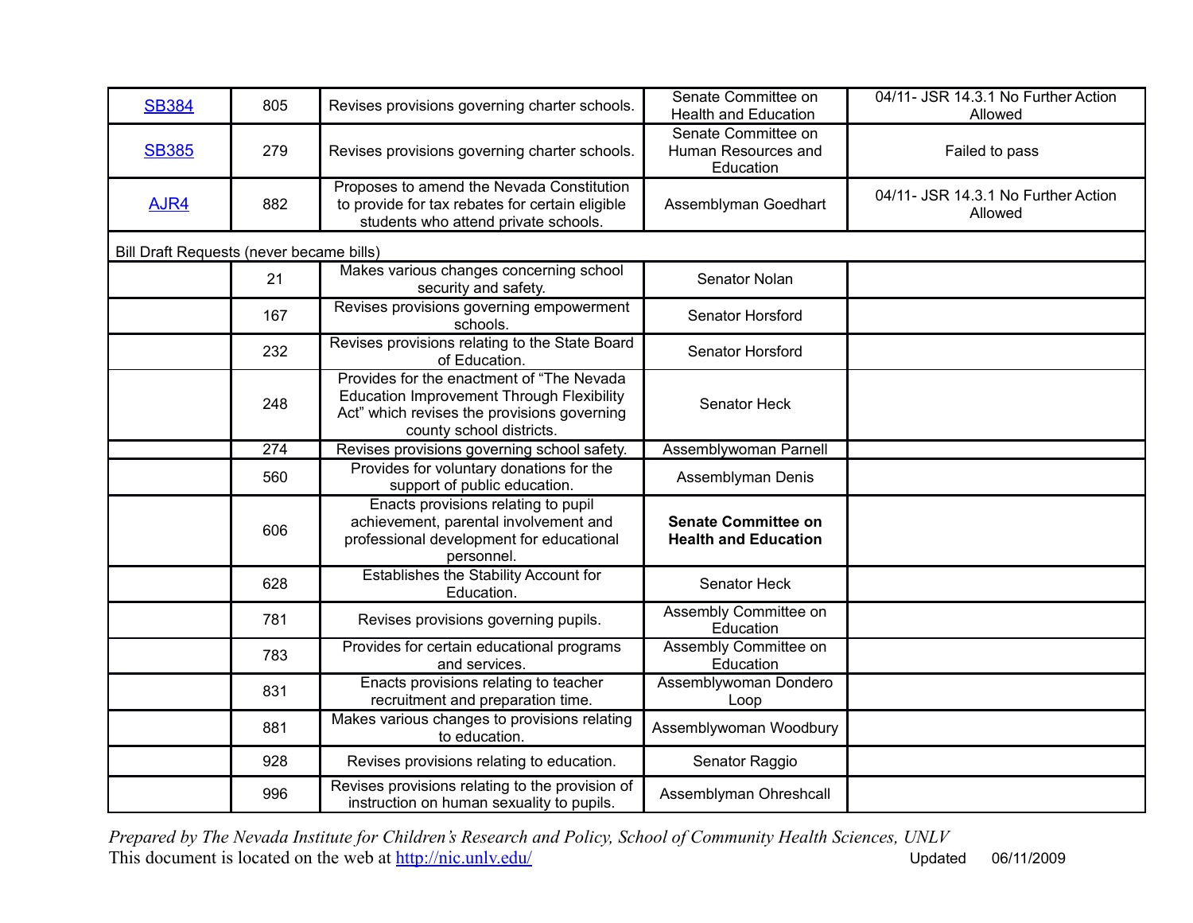| | | | | |
|---|---|---|---|---|
| SB384 | 805 | Revises provisions governing charter schools. | Senate Committee on Health and Education | 04/11- JSR 14.3.1 No Further Action Allowed |
| SB385 | 279 | Revises provisions governing charter schools. | Senate Committee on Human Resources and Education | Failed to pass |
| AJR4 | 882 | Proposes to amend the Nevada Constitution to provide for tax rebates for certain eligible students who attend private schools. | Assemblyman Goedhart | 04/11- JSR 14.3.1 No Further Action Allowed |
| Bill Draft Requests (never became bills) | | | | |
| | 21 | Makes various changes concerning school security and safety. | Senator Nolan | |
| | 167 | Revises provisions governing empowerment schools. | Senator Horsford | |
| | 232 | Revises provisions relating to the State Board of Education. | Senator Horsford | |
| | 248 | Provides for the enactment of "The Nevada Education Improvement Through Flexibility Act" which revises the provisions governing county school districts. | Senator Heck | |
| | 274 | Revises provisions governing school safety. | Assemblywoman Parnell | |
| | 560 | Provides for voluntary donations for the support of public education. | Assemblyman Denis | |
| | 606 | Enacts provisions relating to pupil achievement, parental involvement and professional development for educational personnel. | **Senate Committee on Health and Education** | |
| | 628 | Establishes the Stability Account for Education. | Senator Heck | |
| | 781 | Revises provisions governing pupils. | Assembly Committee on Education | |
| | 783 | Provides for certain educational programs and services. | Assembly Committee on Education | |
| | 831 | Enacts provisions relating to teacher recruitment and preparation time. | Assemblywoman Dondero Loop | |
| | 881 | Makes various changes to provisions relating to education. | Assemblywoman Woodbury | |
| | 928 | Revises provisions relating to education. | Senator Raggio | |
| | 996 | Revises provisions relating to the provision of instruction on human sexuality to pupils. | Assemblyman Ohreshcall | |

*Prepared by The Nevada Institute for Children's Research and Policy, School of Community Health Sciences, UNLV*

This document is located on the web at http://nic.unlv.edu/ Updated 06/11/2009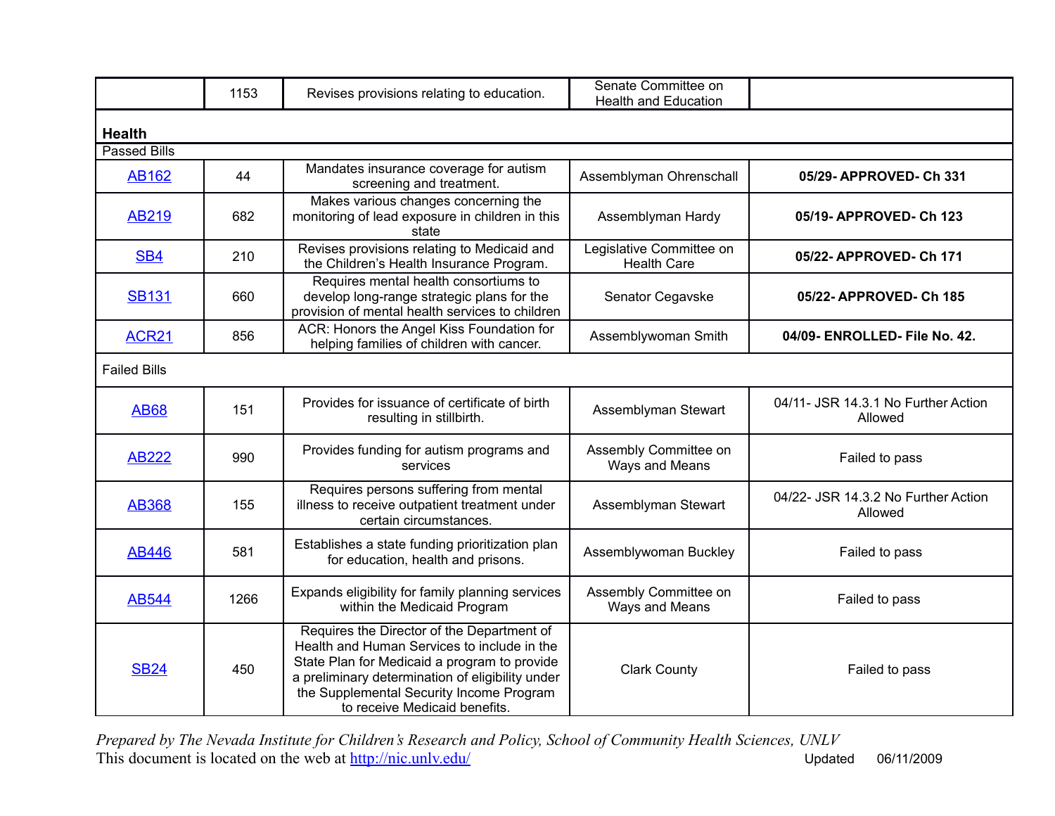| | 1153 | Revises provisions relating to education. | Senate Committee on Health and Education | |
|---|---|---|---|---|
| **Health** | | | | |
| Passed Bills | | | | |
| AB162 | 44 | Mandates insurance coverage for autism screening and treatment. | Assemblyman Ohrenschall | **05/29- APPROVED- Ch 331** |
| AB219 | 682 | Makes various changes concerning the monitoring of lead exposure in children in this state | Assemblyman Hardy | **05/19- APPROVED- Ch 123** |
| SB4 | 210 | Revises provisions relating to Medicaid and the Children's Health Insurance Program. | Legislative Committee on Health Care | **05/22- APPROVED- Ch 171** |
| SB131 | 660 | Requires mental health consortiums to develop long-range strategic plans for the provision of mental health services to children | Senator Cegavske | **05/22- APPROVED- Ch 185** |
| ACR21 | 856 | ACR: Honors the Angel Kiss Foundation for helping families of children with cancer. | Assemblywoman Smith | **04/09- ENROLLED- File No. 42.** |
| Failed Bills | | | | |
| AB68 | 151 | Provides for issuance of certificate of birth resulting in stillbirth. | Assemblyman Stewart | 04/11- JSR 14.3.1 No Further Action Allowed |
| AB222 | 990 | Provides funding for autism programs and services | Assembly Committee on Ways and Means | Failed to pass |
| AB368 | 155 | Requires persons suffering from mental illness to receive outpatient treatment under certain circumstances. | Assemblyman Stewart | 04/22- JSR 14.3.2 No Further Action Allowed |
| AB446 | 581 | Establishes a state funding prioritization plan for education, health and prisons. | Assemblywoman Buckley | Failed to pass |
| AB544 | 1266 | Expands eligibility for family planning services within the Medicaid Program | Assembly Committee on Ways and Means | Failed to pass |
| SB24 | 450 | Requires the Director of the Department of Health and Human Services to include in the State Plan for Medicaid a program to provide a preliminary determination of eligibility under the Supplemental Security Income Program to receive Medicaid benefits. | Clark County | Failed to pass |

*Prepared by The Nevada Institute for Children's Research and Policy, School of Community Health Sciences, UNLV*

This document is located on the web at http://nic.unlv.edu/ Updated 06/11/2009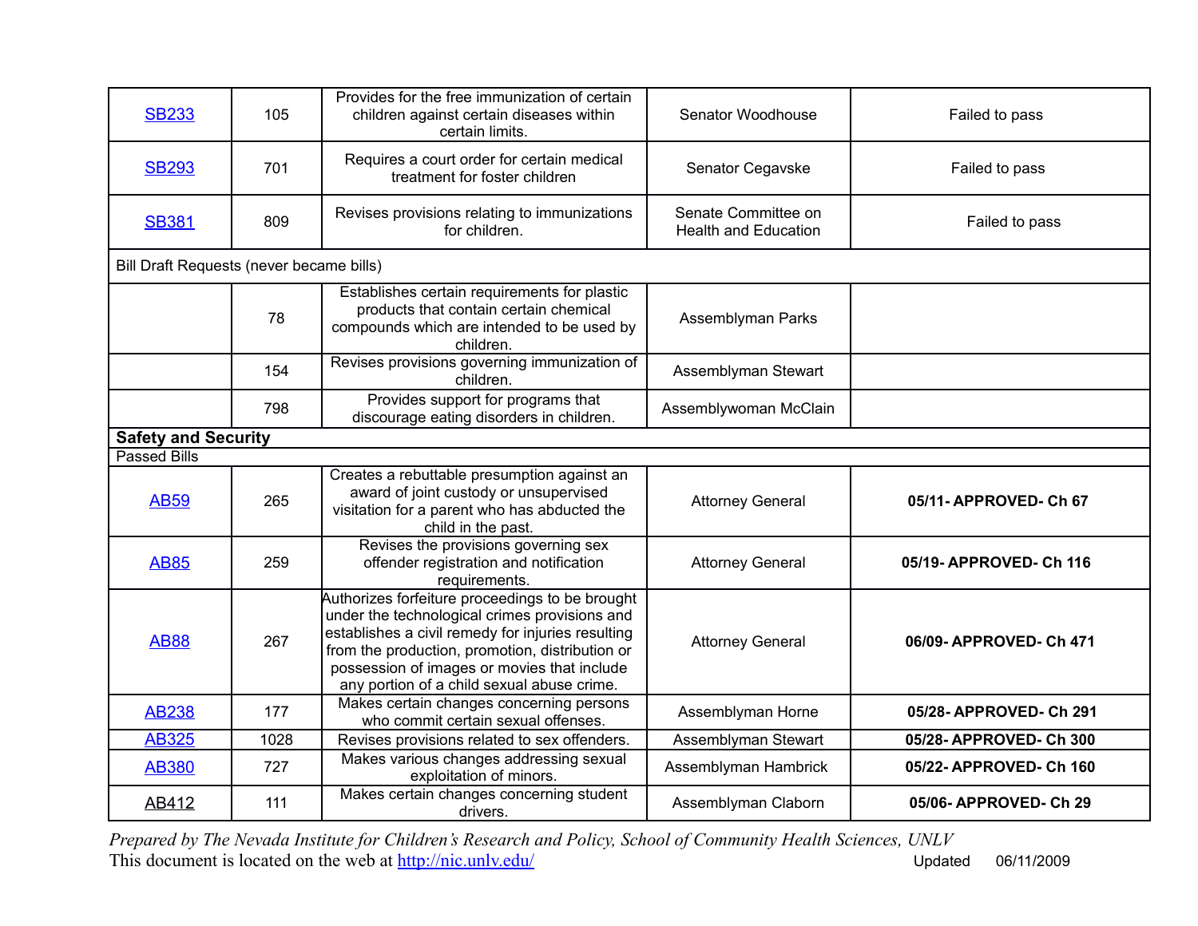| | | | | |
|---|---|---|---|---|
| SB233 | 105 | Provides for the free immunization of certain children against certain diseases within certain limits. | Senator Woodhouse | Failed to pass |
| SB293 | 701 | Requires a court order for certain medical treatment for foster children | Senator Cegavske | Failed to pass |
| SB381 | 809 | Revises provisions relating to immunizations for children. | Senate Committee on Health and Education | Failed to pass |
| Bill Draft Requests (never became bills) | | | | |
| | 78 | Establishes certain requirements for plastic products that contain certain chemical compounds which are intended to be used by children. | Assemblyman Parks | |
| | 154 | Revises provisions governing immunization of children. | Assemblyman Stewart | |
| | 798 | Provides support for programs that discourage eating disorders in children. | Assemblywoman McClain | |
| **Safety and Security** | | | | |
| Passed Bills | | | | |
| AB59 | 265 | Creates a rebuttable presumption against an award of joint custody or unsupervised visitation for a parent who has abducted the child in the past. | Attorney General | **05/11- APPROVED- Ch 67** |
| AB85 | 259 | Revises the provisions governing sex offender registration and notification requirements. | Attorney General | **05/19- APPROVED- Ch 116** |
| AB88 | 267 | Authorizes forfeiture proceedings to be brought under the technological crimes provisions and establishes a civil remedy for injuries resulting from the production, promotion, distribution or possession of images or movies that include any portion of a child sexual abuse crime. | Attorney General | **06/09- APPROVED- Ch 471** |
| AB238 | 177 | Makes certain changes concerning persons who commit certain sexual offenses. | Assemblyman Horne | **05/28- APPROVED- Ch 291** |
| AB325 | 1028 | Revises provisions related to sex offenders. | Assemblyman Stewart | **05/28- APPROVED- Ch 300** |
| AB380 | 727 | Makes various changes addressing sexual exploitation of minors. | Assemblyman Hambrick | **05/22- APPROVED- Ch 160** |
| AB412 | 111 | Makes certain changes concerning student drivers. | Assemblyman Claborn | **05/06- APPROVED- Ch 29** |

*Prepared by The Nevada Institute for Children's Research and Policy, School of Community Health Sciences, UNLV*
This document is located on the web at http://nic.unlv.edu/ Updated 06/11/2009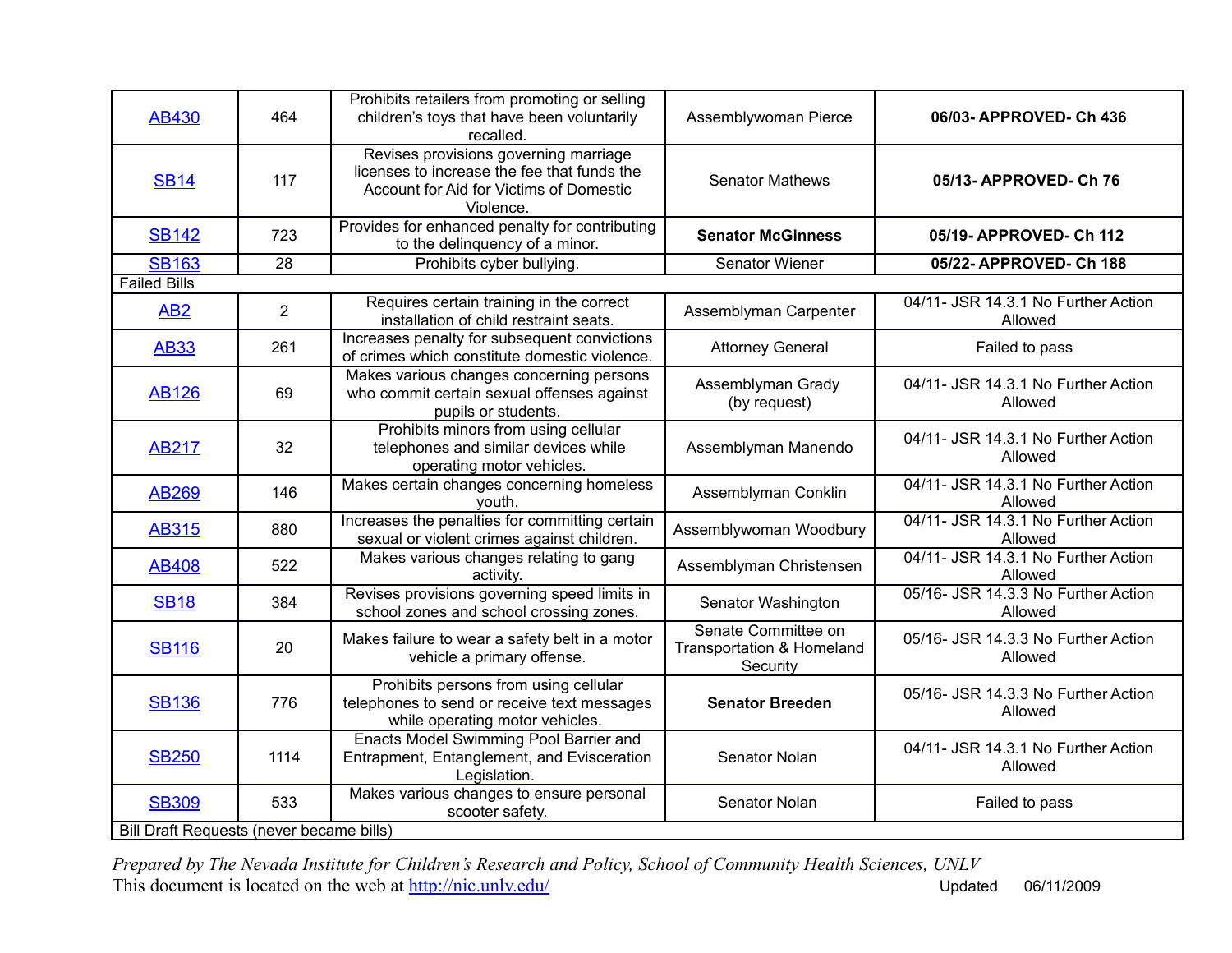| | | | | |
|---|---|---|---|---|
| [AB430](#) | 464 | Prohibits retailers from promoting or selling children's toys that have been voluntarily recalled. | Assemblywoman Pierce | **06/03- APPROVED- Ch 436** |
| [SB14](#) | 117 | Revises provisions governing marriage licenses to increase the fee that funds the Account for Aid for Victims of Domestic Violence. | Senator Mathews | **05/13- APPROVED- Ch 76** |
| [SB142](#) | 723 | Provides for enhanced penalty for contributing to the delinquency of a minor. | **Senator McGinness** | **05/19- APPROVED- Ch 112** |
| [SB163](#) | 28 | Prohibits cyber bullying. | Senator Wiener | **05/22- APPROVED- Ch 188** |
| Failed Bills | | | | |
| [AB2](#) | 2 | Requires certain training in the correct installation of child restraint seats. | Assemblyman Carpenter | 04/11- JSR 14.3.1 No Further Action Allowed |
| [AB33](#) | 261 | Increases penalty for subsequent convictions of crimes which constitute domestic violence. | Attorney General | Failed to pass |
| [AB126](#) | 69 | Makes various changes concerning persons who commit certain sexual offenses against pupils or students. | Assemblyman Grady (by request) | 04/11- JSR 14.3.1 No Further Action Allowed |
| [AB217](#) | 32 | Prohibits minors from using cellular telephones and similar devices while operating motor vehicles. | Assemblyman Manendo | 04/11- JSR 14.3.1 No Further Action Allowed |
| [AB269](#) | 146 | Makes certain changes concerning homeless youth. | Assemblyman Conklin | 04/11- JSR 14.3.1 No Further Action Allowed |
| [AB315](#) | 880 | Increases the penalties for committing certain sexual or violent crimes against children. | Assemblywoman Woodbury | 04/11- JSR 14.3.1 No Further Action Allowed |
| [AB408](#) | 522 | Makes various changes relating to gang activity. | Assemblyman Christensen | 04/11- JSR 14.3.1 No Further Action Allowed |
| [SB18](#) | 384 | Revises provisions governing speed limits in school zones and school crossing zones. | Senator Washington | 05/16- JSR 14.3.3 No Further Action Allowed |
| [SB116](#) | 20 | Makes failure to wear a safety belt in a motor vehicle a primary offense. | Senate Committee on Transportation & Homeland Security | 05/16- JSR 14.3.3 No Further Action Allowed |
| [SB136](#) | 776 | Prohibits persons from using cellular telephones to send or receive text messages while operating motor vehicles. | **Senator Breeden** | 05/16- JSR 14.3.3 No Further Action Allowed |
| [SB250](#) | 1114 | Enacts Model Swimming Pool Barrier and Entrapment, Entanglement, and Evisceration Legislation. | Senator Nolan | 04/11- JSR 14.3.1 No Further Action Allowed |
| [SB309](#) | 533 | Makes various changes to ensure personal scooter safety. | Senator Nolan | Failed to pass |
| Bill Draft Requests (never became bills) | | | | |

*Prepared by The Nevada Institute for Children's Research and Policy, School of Community Health Sciences, UNLV*
This document is located on the web at [http://nic.unlv.edu/](http://nic.unlv.edu/) Updated 06/11/2009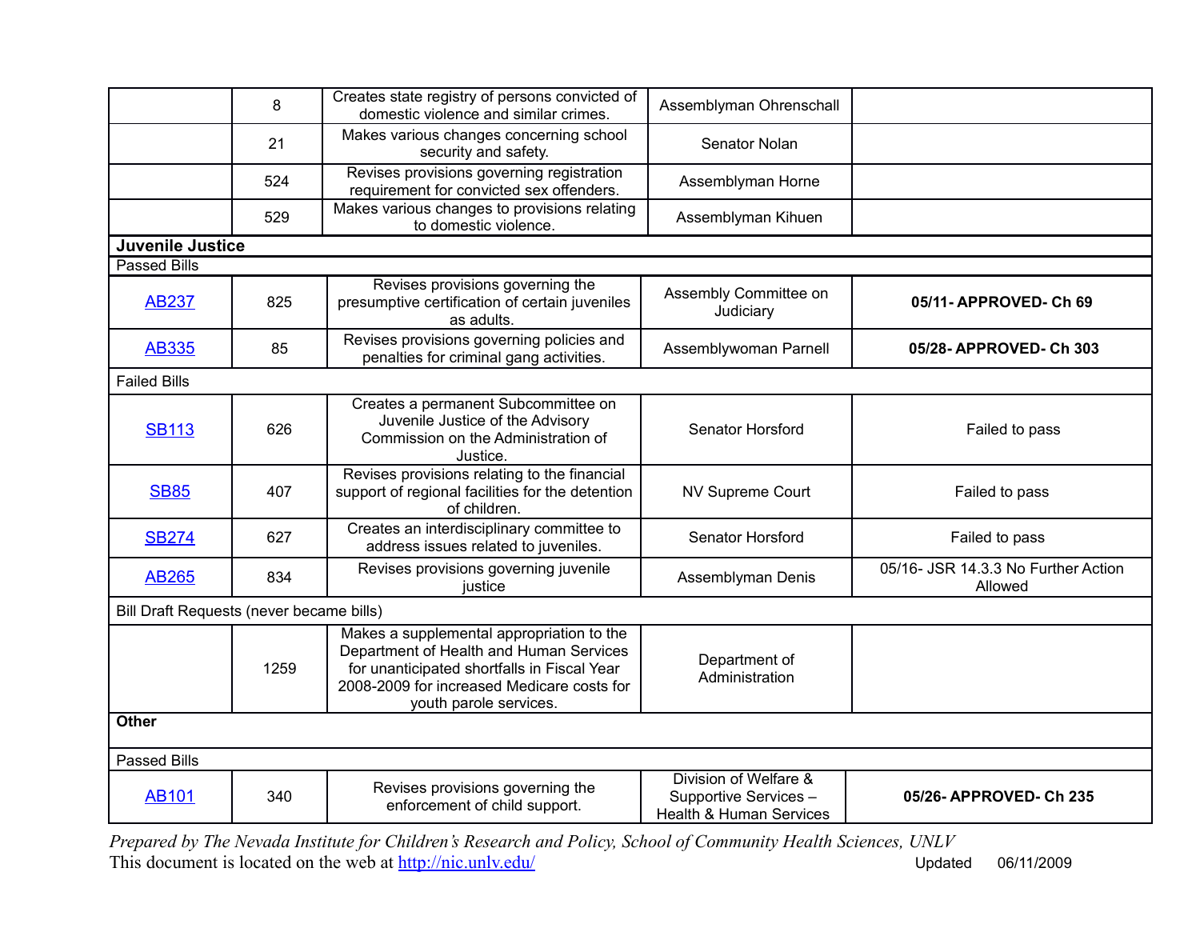| | | | | |
|---|---|---|---|---|
| | 8 | Creates state registry of persons convicted of domestic violence and similar crimes. | Assemblyman Ohrenschall | |
| | 21 | Makes various changes concerning school security and safety. | Senator Nolan | |
| | 524 | Revises provisions governing registration requirement for convicted sex offenders. | Assemblyman Horne | |
| | 529 | Makes various changes to provisions relating to domestic violence. | Assemblyman Kihuen | |
| **Juvenile Justice** | | | | |
| Passed Bills | | | | |
| AB237 | 825 | Revises provisions governing the presumptive certification of certain juveniles as adults. | Assembly Committee on Judiciary | **05/11- APPROVED- Ch 69** |
| AB335 | 85 | Revises provisions governing policies and penalties for criminal gang activities. | Assemblywoman Parnell | **05/28- APPROVED- Ch 303** |
| Failed Bills | | | | |
| SB113 | 626 | Creates a permanent Subcommittee on Juvenile Justice of the Advisory Commission on the Administration of Justice. | Senator Horsford | Failed to pass |
| SB85 | 407 | Revises provisions relating to the financial support of regional facilities for the detention of children. | NV Supreme Court | Failed to pass |
| SB274 | 627 | Creates an interdisciplinary committee to address issues related to juveniles. | Senator Horsford | Failed to pass |
| AB265 | 834 | Revises provisions governing juvenile justice | Assemblyman Denis | 05/16- JSR 14.3.3 No Further Action Allowed |
| Bill Draft Requests (never became bills) | | | | |
| | 1259 | Makes a supplemental appropriation to the Department of Health and Human Services for unanticipated shortfalls in Fiscal Year 2008-2009 for increased Medicare costs for youth parole services. | Department of Administration | |
| **Other** | | | | |
| Passed Bills | | | | |
| AB101 | 340 | Revises provisions governing the enforcement of child support. | Division of Welfare & Supportive Services – Health & Human Services | **05/26- APPROVED- Ch 235** |

*Prepared by The Nevada Institute for Children's Research and Policy, School of Community Health Sciences, UNLV*

This document is located on the web at http://nic.unlv.edu/ Updated 06/11/2009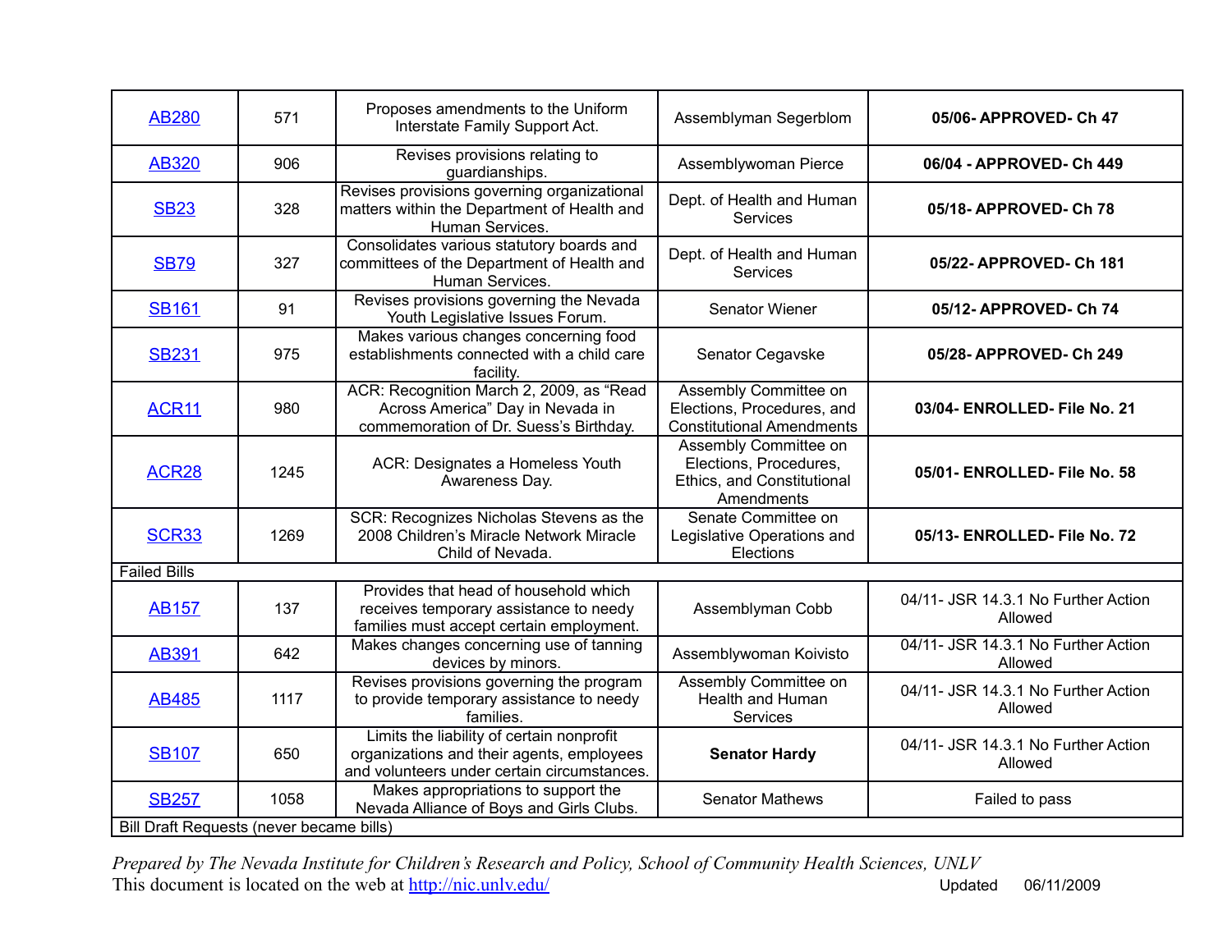| | | | | |
|---|---|---|---|---|
| AB280 | 571 | Proposes amendments to the Uniform Interstate Family Support Act. | Assemblyman Segerblom | **05/06- APPROVED- Ch 47** |
| AB320 | 906 | Revises provisions relating to guardianships. | Assemblywoman Pierce | **06/04 - APPROVED- Ch 449** |
| SB23 | 328 | Revises provisions governing organizational matters within the Department of Health and Human Services. | Dept. of Health and Human Services | **05/18- APPROVED- Ch 78** |
| SB79 | 327 | Consolidates various statutory boards and committees of the Department of Health and Human Services. | Dept. of Health and Human Services | **05/22- APPROVED- Ch 181** |
| SB161 | 91 | Revises provisions governing the Nevada Youth Legislative Issues Forum. | Senator Wiener | **05/12- APPROVED- Ch 74** |
| SB231 | 975 | Makes various changes concerning food establishments connected with a child care facility. | Senator Cegavske | **05/28- APPROVED- Ch 249** |
| ACR11 | 980 | ACR: Recognition March 2, 2009, as "Read Across America" Day in Nevada in commemoration of Dr. Suess's Birthday. | Assembly Committee on Elections, Procedures, and Constitutional Amendments | **03/04- ENROLLED- File No. 21** |
| ACR28 | 1245 | ACR: Designates a Homeless Youth Awareness Day. | Assembly Committee on Elections, Procedures, Ethics, and Constitutional Amendments | **05/01- ENROLLED- File No. 58** |
| SCR33 | 1269 | SCR: Recognizes Nicholas Stevens as the 2008 Children's Miracle Network Miracle Child of Nevada. | Senate Committee on Legislative Operations and Elections | **05/13- ENROLLED- File No. 72** |
| Failed Bills | | | | |
| AB157 | 137 | Provides that head of household which receives temporary assistance to needy families must accept certain employment. | Assemblyman Cobb | 04/11- JSR 14.3.1 No Further Action Allowed |
| AB391 | 642 | Makes changes concerning use of tanning devices by minors. | Assemblywoman Koivisto | 04/11- JSR 14.3.1 No Further Action Allowed |
| AB485 | 1117 | Revises provisions governing the program to provide temporary assistance to needy families. | Assembly Committee on Health and Human Services | 04/11- JSR 14.3.1 No Further Action Allowed |
| SB107 | 650 | Limits the liability of certain nonprofit organizations and their agents, employees and volunteers under certain circumstances. | **Senator Hardy** | 04/11- JSR 14.3.1 No Further Action Allowed |
| SB257 | 1058 | Makes appropriations to support the Nevada Alliance of Boys and Girls Clubs. | Senator Mathews | Failed to pass |
| Bill Draft Requests (never became bills) | | | | |

*Prepared by The Nevada Institute for Children's Research and Policy, School of Community Health Sciences, UNLV*

This document is located on the web at http://nic.unlv.edu/ Updated 06/11/2009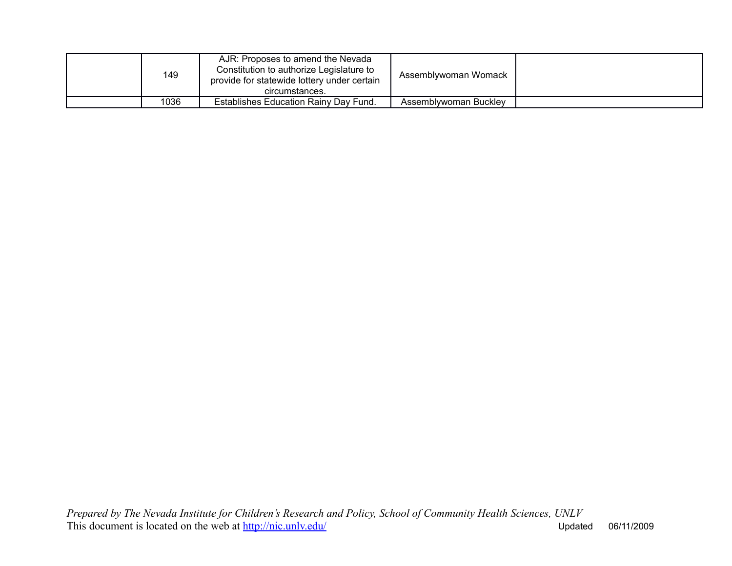| | | | | |
|---|---|---|---|---|
| | 149 | AJR: Proposes to amend the Nevada Constitution to authorize Legislature to provide for statewide lottery under certain circumstances. | Assemblywoman Womack | |
| | 1036 | Establishes Education Rainy Day Fund. | Assemblywoman Buckley | |

*Prepared by The Nevada Institute for Children's Research and Policy, School of Community Health Sciences, UNLV*
This document is located on the web at [http://nic.unlv.edu/](http://nic.unlv.edu/) Updated 06/11/2009